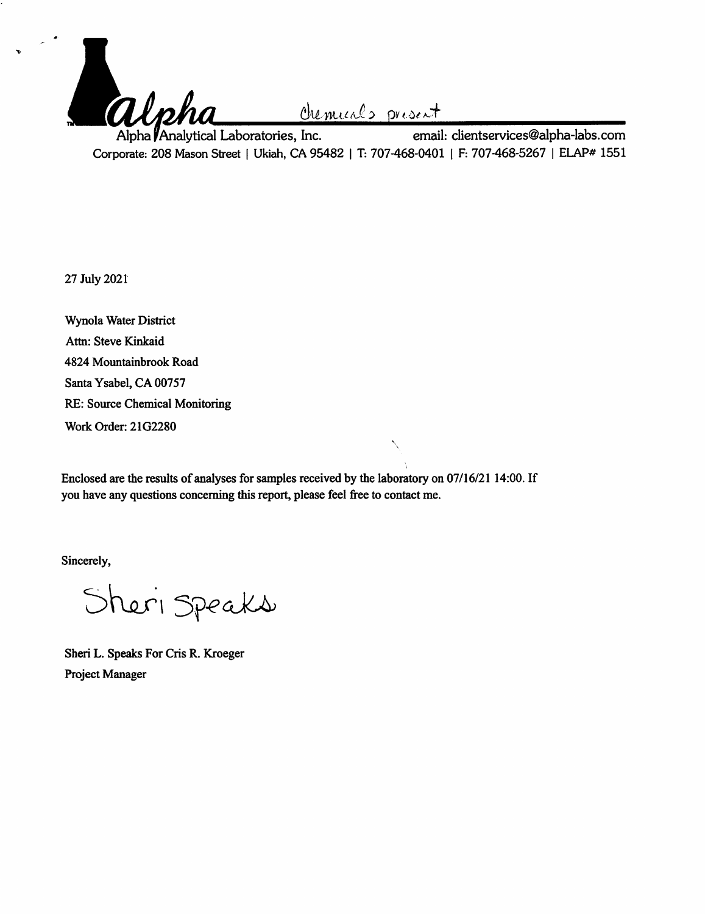alpha chemicals present

Alpha Analytical Laboratories, Inc. email: clientservices@alpha-labs.com

Corporate: 208 Mason Street | Ukiah, CA 95482 | T: 707-468-0401 | F: 707-468-5267 | ELAP# 1551

27 July 2021

Wynola Water District
Attn: Steve Kinkaid
4824 Mountainbrook Road
Santa Ysabel, CA 00757
RE: Source Chemical Monitoring
Work Order: 21G2280

Enclosed are the results of analyses for samples received by the laboratory on 07/16/21 14:00. If you have any questions concerning this report, please feel free to contact me.

Sincerely,

Sheri Speaks

Sheri L. Speaks For Cris R. Kroeger
Project Manager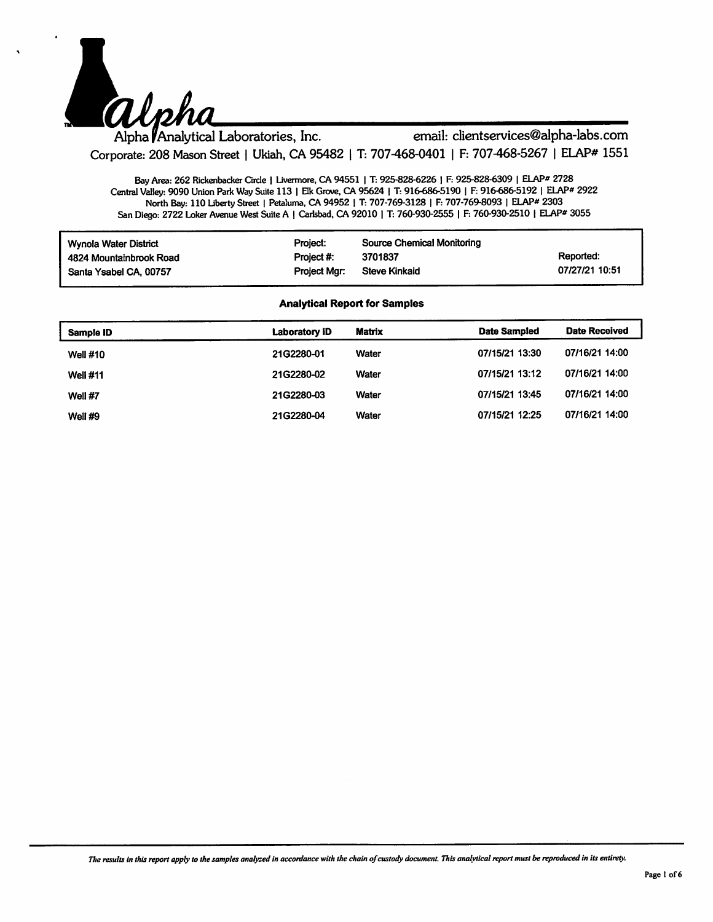Alpha Analytical Laboratories, Inc. email: clientservices@alpha-labs.com

Corporate: 208 Mason Street | Ukiah, CA 95482 | T: 707-468-0401 | F: 707-468-5267 | ELAP# 1551

Bay Area: 262 Rickenbacker Circle | Livermore, CA 94551 | T: 925-828-6226 | F: 925-828-6309 | ELAP# 2728
Central Valley: 9090 Union Park Way Suite 113 | Elk Grove, CA 95624 | T: 916-686-5190 | F: 916-686-5192 | ELAP# 2922
North Bay: 110 Liberty Street | Petaluma, CA 94952 | T: 707-769-3128 | F: 707-769-8093 | ELAP# 2303
San Diego: 2722 Loker Avenue West Suite A | Carlsbad, CA 92010 | T: 760-930-2555 | F: 760-930-2510 | ELAP# 3055

| | | | |
|---|---|---|---|
| Wynola Water District | Project: | Source Chemical Monitoring | |
| 4824 Mountainbrook Road | Project #: | 3701837 | Reported: |
| Santa Ysabel CA, 00757 | Project Mgr: | Steve Kinkaid | 07/27/21 10:51 |

### Analytical Report for Samples

| Sample ID | Laboratory ID | Matrix | Date Sampled | Date Received |
|---|---|---|---|---|
| Well #10 | 21G2280-01 | Water | 07/15/21 13:30 | 07/16/21 14:00 |
| Well #11 | 21G2280-02 | Water | 07/15/21 13:12 | 07/16/21 14:00 |
| Well #7 | 21G2280-03 | Water | 07/15/21 13:45 | 07/16/21 14:00 |
| Well #9 | 21G2280-04 | Water | 07/15/21 12:25 | 07/16/21 14:00 |

*The results in this report apply to the samples analyzed in accordance with the chain of custody document. This analytical report must be reproduced in its entirety.*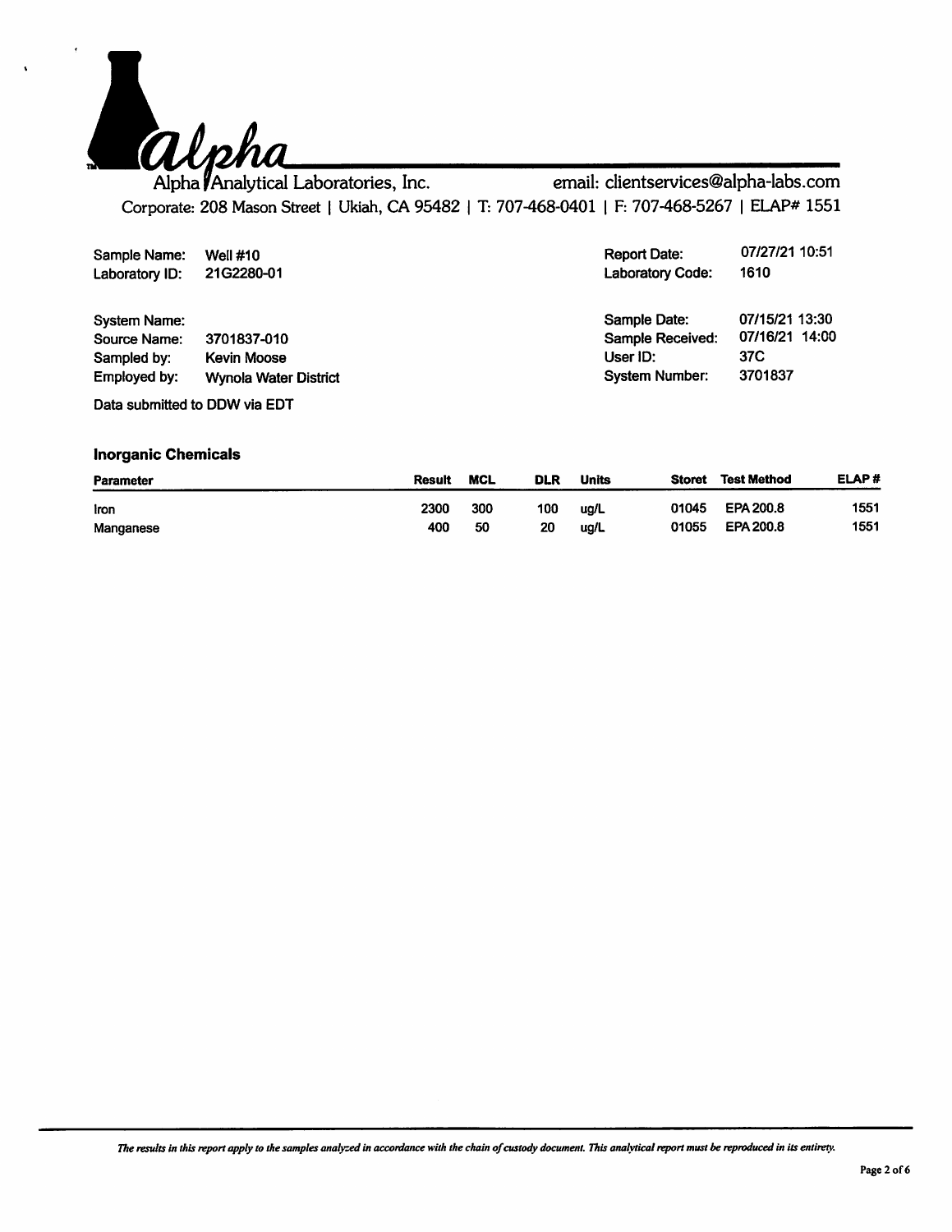Alpha Analytical Laboratories, Inc. email: clientservices@alpha-labs.com

Corporate: 208 Mason Street | Ukiah, CA 95482 | T: 707-468-0401 | F: 707-468-5267 | ELAP# 1551

| | | | |
|---|---|---|---|
| Sample Name: | Well #10 | Report Date: | 07/27/21 10:51 |
| Laboratory ID: | 21G2280-01 | Laboratory Code: | 1610 |
| System Name: | | Sample Date: | 07/15/21 13:30 |
| Source Name: | 3701837-010 | Sample Received: | 07/16/21 14:00 |
| Sampled by: | Kevin Moose | User ID: | 37C |
| Employed by: | Wynola Water District | System Number: | 3701837 |

Data submitted to DDW via EDT

### Inorganic Chemicals

| Parameter | Result | MCL | DLR | Units | Storet | Test Method | ELAP # |
|---|---|---|---|---|---|---|---|
| Iron | 2300 | 300 | 100 | ug/L | 01045 | EPA 200.8 | 1551 |
| Manganese | 400 | 50 | 20 | ug/L | 01055 | EPA 200.8 | 1551 |

*The results in this report apply to the samples analyzed in accordance with the chain of custody document. This analytical report must be reproduced in its entirety.*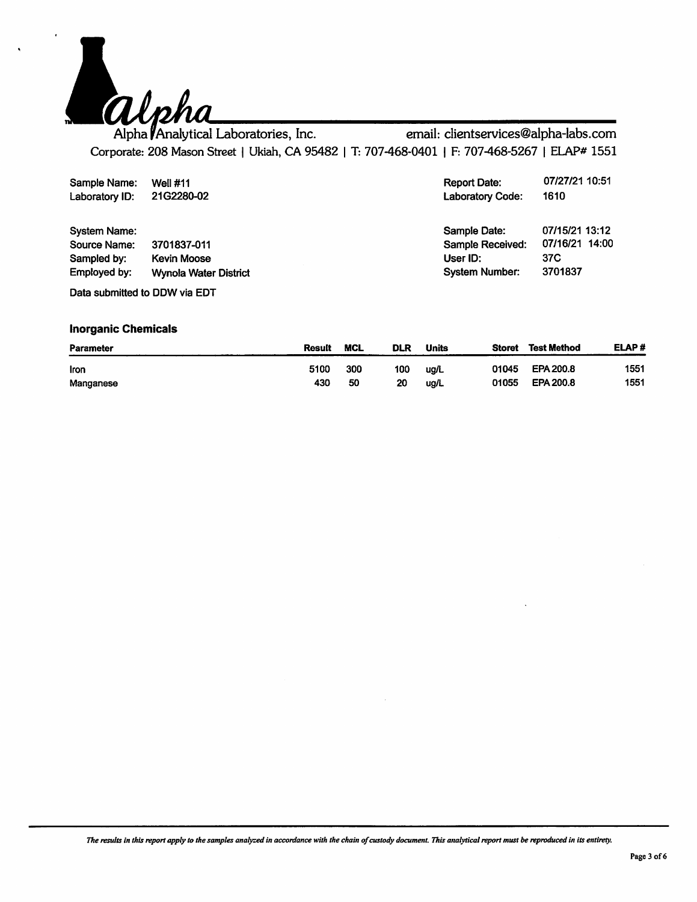**Alpha Analytical Laboratories, Inc.** email: clientservices@alpha-labs.com

Corporate: 208 Mason Street | Ukiah, CA 95482 | T: 707-468-0401 | F: 707-468-5267 | ELAP# 1551

| | | | |
|---|---|---|---|
| Sample Name: | Well #11 | Report Date: | 07/27/21 10:51 |
| Laboratory ID: | 21G2280-02 | Laboratory Code: | 1610 |

| | | | |
|---|---|---|---|
| System Name: | | Sample Date: | 07/15/21 13:12 |
| Source Name: | 3701837-011 | Sample Received: | 07/16/21 14:00 |
| Sampled by: | Kevin Moose | User ID: | 37C |
| Employed by: | Wynola Water District | System Number: | 3701837 |

Data submitted to DDW via EDT

### Inorganic Chemicals

| Parameter | Result | MCL | DLR | Units | Storet | Test Method | ELAP # |
|---|---|---|---|---|---|---|---|
| Iron | 5100 | 300 | 100 | ug/L | 01045 | EPA 200.8 | 1551 |
| Manganese | 430 | 50 | 20 | ug/L | 01055 | EPA 200.8 | 1551 |

*The results in this report apply to the samples analyzed in accordance with the chain of custody document. This analytical report must be reproduced in its entirety.*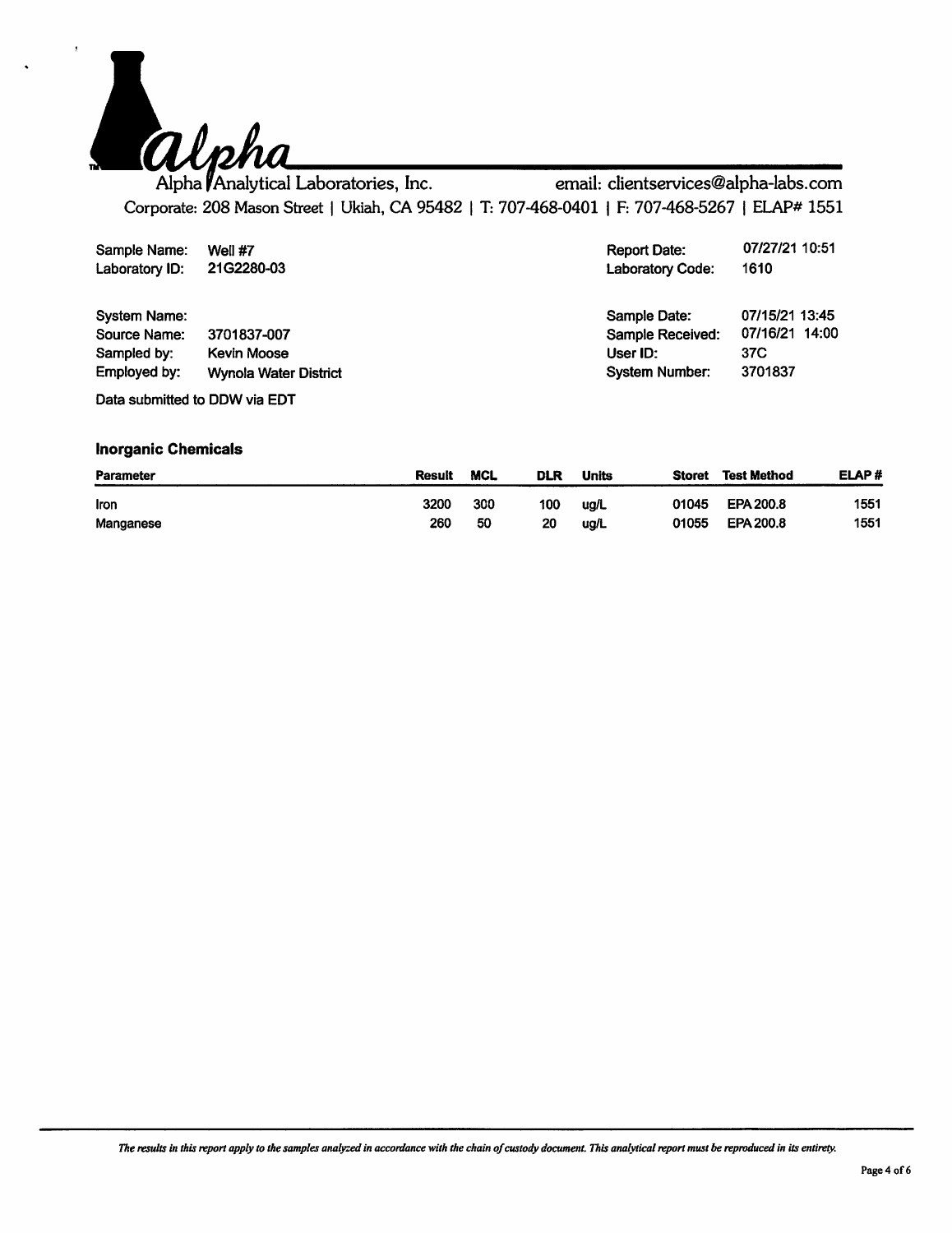# Alpha Analytical Laboratories, Inc.

email: clientservices@alpha-labs.com

Corporate: 208 Mason Street | Ukiah, CA 95482 | T: 707-468-0401 | F: 707-468-5267 | ELAP# 1551

| | | | |
|---|---|---|---|
| Sample Name: | Well #7 | Report Date: | 07/27/21 10:51 |
| Laboratory ID: | 21G2280-03 | Laboratory Code: | 1610 |
| System Name: | | Sample Date: | 07/15/21 13:45 |
| Source Name: | 3701837-007 | Sample Received: | 07/16/21 14:00 |
| Sampled by: | Kevin Moose | User ID: | 37C |
| Employed by: | Wynola Water District | System Number: | 3701837 |

Data submitted to DDW via EDT

### Inorganic Chemicals

| Parameter | Result | MCL | DLR | Units | Storet | Test Method | ELAP # |
|---|---|---|---|---|---|---|---|
| Iron | 3200 | 300 | 100 | ug/L | 01045 | EPA 200.8 | 1551 |
| Manganese | 260 | 50 | 20 | ug/L | 01055 | EPA 200.8 | 1551 |

*The results in this report apply to the samples analyzed in accordance with the chain of custody document. This analytical report must be reproduced in its entirety.*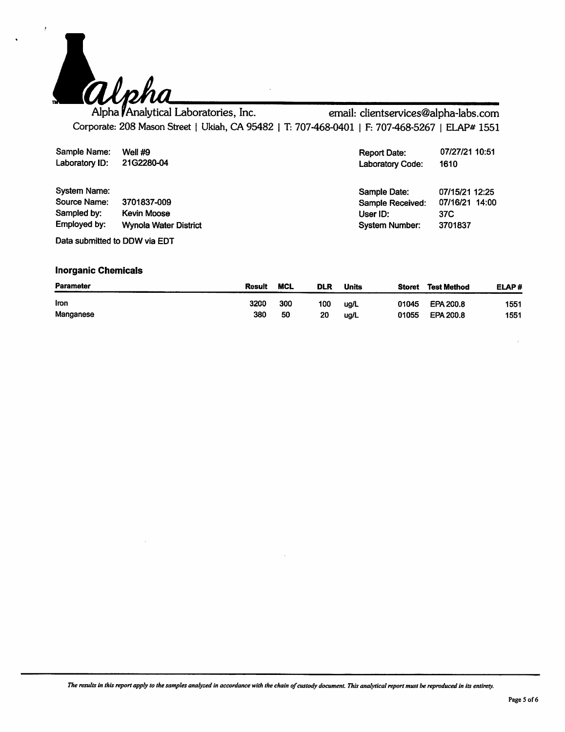# Alpha Analytical Laboratories, Inc.

email: clientservices@alpha-labs.com

Corporate: 208 Mason Street | Ukiah, CA 95482 | T: 707-468-0401 | F: 707-468-5267 | ELAP# 1551

| | | | |
|---|---|---|---|
| Sample Name: | Well #9 | Report Date: | 07/27/21 10:51 |
| Laboratory ID: | 21G2280-04 | Laboratory Code: | 1610 |
| System Name: | | Sample Date: | 07/15/21 12:25 |
| Source Name: | 3701837-009 | Sample Received: | 07/16/21 14:00 |
| Sampled by: | Kevin Moose | User ID: | 37C |
| Employed by: | Wynola Water District | System Number: | 3701837 |

Data submitted to DDW via EDT

### Inorganic Chemicals

| Parameter | Result | MCL | DLR | Units | Storet | Test Method | ELAP # |
|---|---|---|---|---|---|---|---|
| Iron | 3200 | 300 | 100 | ug/L | 01045 | EPA 200.8 | 1551 |
| Manganese | 380 | 50 | 20 | ug/L | 01055 | EPA 200.8 | 1551 |

*The results in this report apply to the samples analyzed in accordance with the chain of custody document. This analytical report must be reproduced in its entirety.*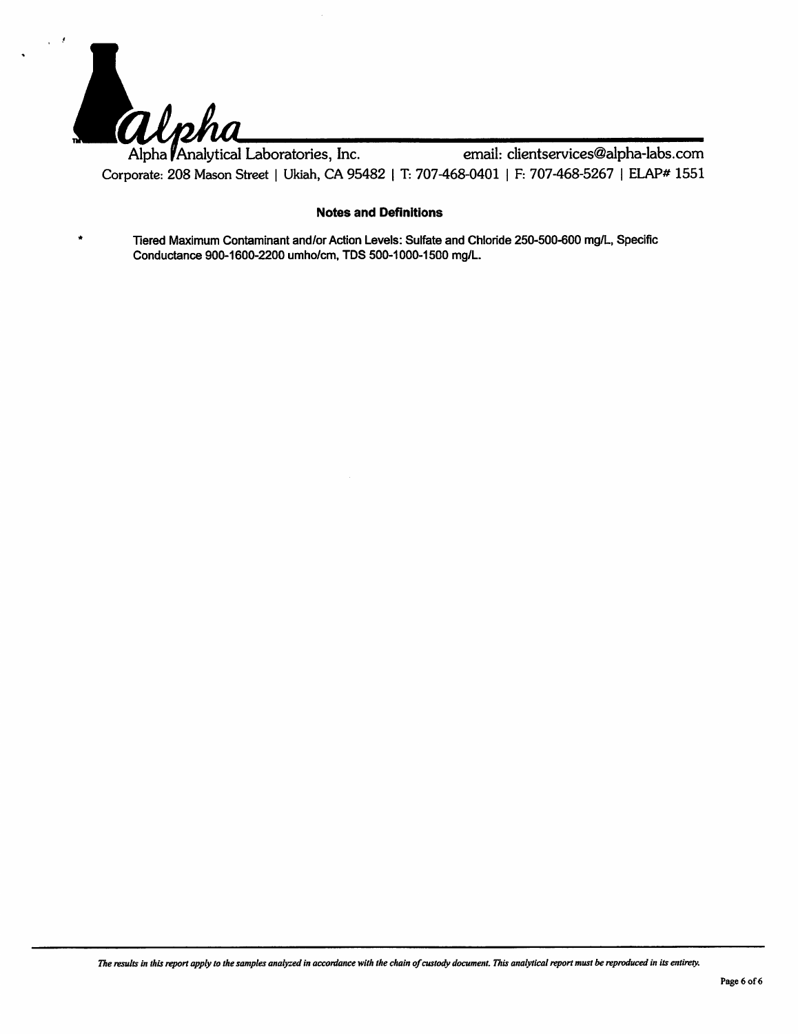Alpha Analytical Laboratories, Inc. email: clientservices@alpha-labs.com

Corporate: 208 Mason Street | Ukiah, CA 95482 | T: 707-468-0401 | F: 707-468-5267 | ELAP# 1551

## Notes and Definitions

* Tiered Maximum Contaminant and/or Action Levels: Sulfate and Chloride 250-500-600 mg/L, Specific Conductance 900-1600-2200 umho/cm, TDS 500-1000-1500 mg/L.

*The results in this report apply to the samples analyzed in accordance with the chain of custody document. This analytical report must be reproduced in its entirety.*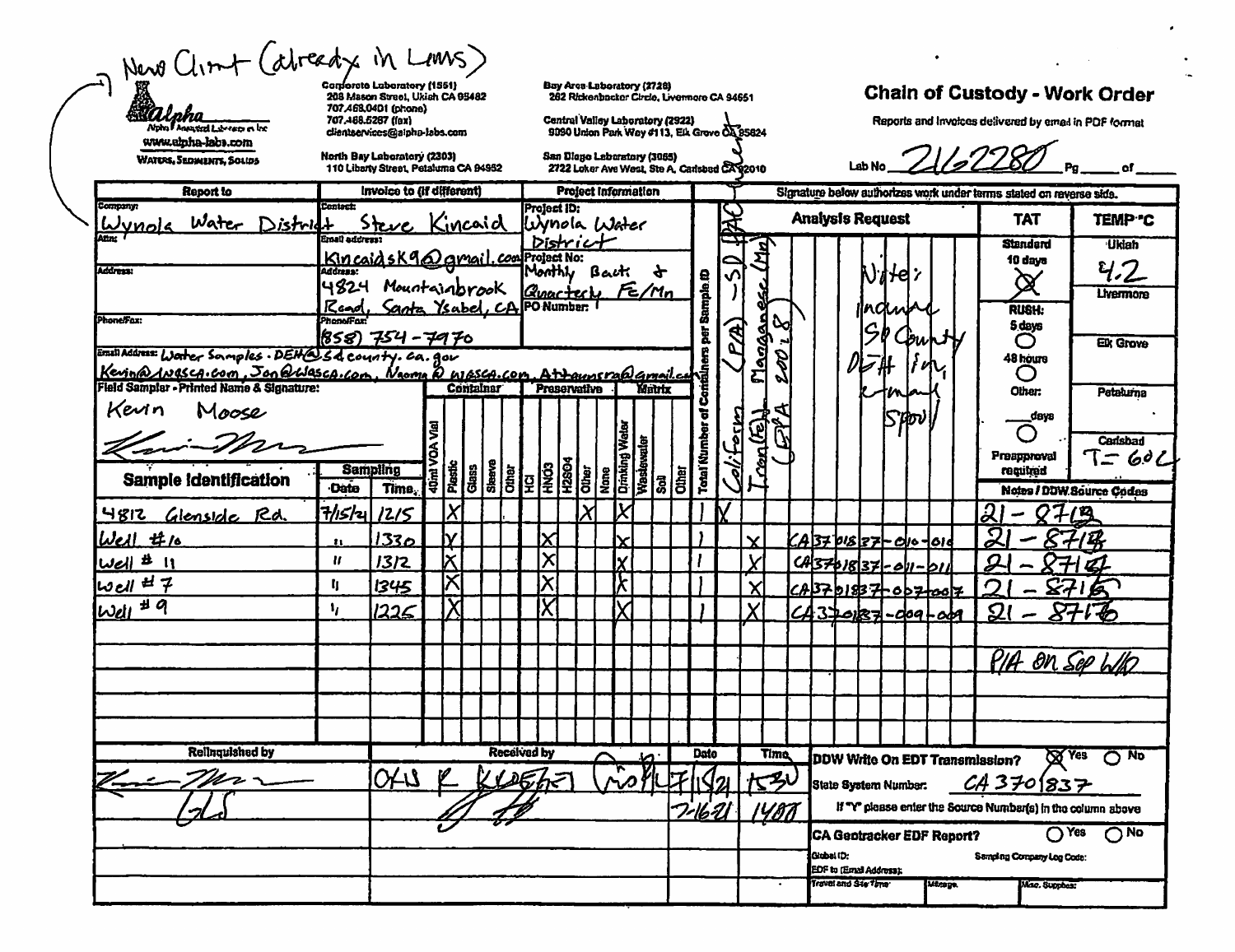New Client (already in LIMS)

Alpha Analytical Laboratories Inc
www.alpha-labs.com
WATERS, SEDIMENTS, SOLIDS

Corporate Laboratory (1551)
208 Mason Street, Ukiah CA 95482
707.468.0401 (phone)
707.468.5267 (fax)
clientservices@alpha-labs.com

North Bay Laboratory (2303)
110 Liberty Street, Petaluma CA 94952

Bay Area Laboratory (2728)
262 Rickenbacker Circle, Livermore CA 94551

Central Valley Laboratory (2922)
9090 Union Park Way #113, Elk Grove CA 95624

San Diego Laboratory (3065)
2722 Loker Ave West, Ste A, Carlsbad CA 92010

# Chain of Custody - Work Order

Reports and Invoices delivered by email in PDF format

Lab No. 2162280 Pg ___ of ___

**Report to**
Company: Wynola Water District
Attn:
Address:
Phone/Fax:
Email Address: Water Samples.DEH@sdcounty.ca.gov
Kevin@wwsca.com, Jon@wwsca.com, Naomi@wwsca.com, Atkaunsra@gmail.com

**Invoice to (if different)**
Contact: Steve Kincaid
Email address: KincaidSK9@gmail.com
Address: 4824 Mountainbrook Road, Santa Ysabel, CA
Phone/Fax: (858) 754-7970

**Project Information**
Project ID: Wynola Water District
Project No: Monthly Bact & Quarterly Fe/Mn
PO Number:

Field Sampler - Printed Name & Signature: Kevin Moose [signature]

Signature below authorizes work under terms stated on reverse side.

Analysis Request: Coliform (PA) - SD DEH; Iron (Fe), Manganese (Mn) (EPA 200.8)

Note: Include SD County DEH for email spool

TAT: Standard 10 days [X]; RUSH: 5 days ○; 48 hours ○; Other: ___ days ○; Preapproval required

TEMP °C: Ukiah 4.2; Livermore; Elk Grove; Petaluma; Carlsbad T=602

| Sample Identification | Date | Time | 40ml VOA Vial | Plastic | Glass | Sleeve | Other | HCl | HNO3 | H2SO4 | Other | None | Drinking Water | Wastewater | Soil | Other | Total Number of Containers per Sample ID | Coliform (PA) - SD DEH | Iron (Fe), Manganese (Mn) (EPA 200.8) | Notes / DDW Source Codes |
|---|---|---|---|---|---|---|---|---|---|---|---|---|---|---|---|---|---|---|---|---|
| 4812 Glenside Rd. | 7/15/21 | 1215 | | X | | | | | | | X | | X | | | | 1 | X | | 21-8713 |
| Well #10 | " | 1330 | | X | | | | | X | | | | X | | | | 1 | | X | CA3701837-010-010 / 21-8714 |
| Well #11 | " | 1312 | | X | | | | | X | | | | X | | | | 1 | | X | CA3701837-011-011 / 21-8715 |
| Well #7 | " | 1345 | | X | | | | | X | | | | X | | | | 1 | | X | CA3701837-007-007 / 21-8716 |
| Well #9 | " | 1226 | | X | | | | | X | | | | X | | | | 1 | | X | CA3701837-009-009 / 21-8716 |

P/A on Sep W/O

| Relinquished by | Received by | Date | Time |
|---|---|---|---|
| [signature] | OHS [signature] | 7/15/21 | 1530 |
| GLS | [signature] | 7-16-21 | 1400 |

DDW Write On EDT Transmission? [X] Yes ○ No
State System Number: CA3701837
If "Y" please enter the Source Number(s) in the column above

CA Geotracker EDF Report? ○ Yes ○ No
Global ID:
EDF to (Email Address):
Sampling Company Log Code:
Travel and Site Time:
Mileage:
Misc. Supplies: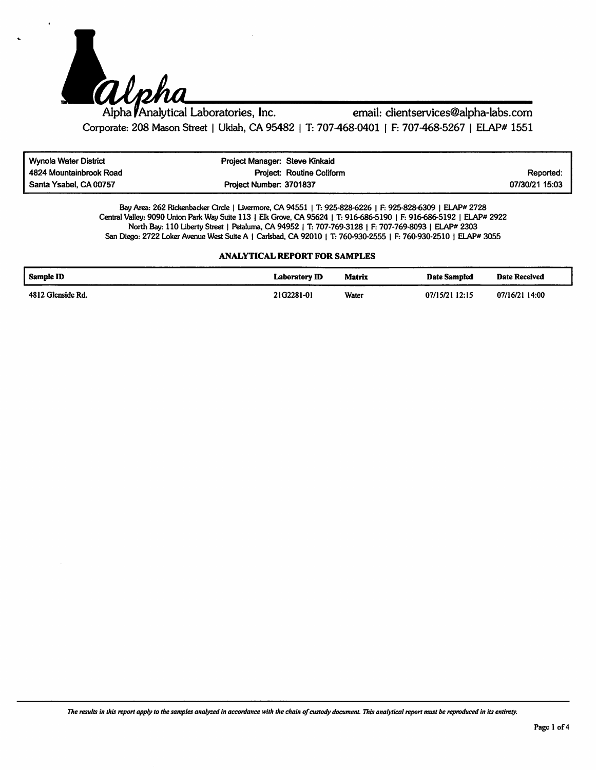Alpha Analytical Laboratories, Inc. email: clientservices@alpha-labs.com

Corporate: 208 Mason Street | Ukiah, CA 95482 | T: 707-468-0401 | F: 707-468-5267 | ELAP# 1551

| Wynola Water District | Project Manager: Steve Kinkaid | |
|---|---|---|
| 4824 Mountainbrook Road | Project: Routine Coliform | Reported: |
| Santa Ysabel, CA 00757 | Project Number: 3701837 | 07/30/21 15:03 |

Bay Area: 262 Rickenbacker Circle | Livermore, CA 94551 | T: 925-828-6226 | F: 925-828-6309 | ELAP# 2728
Central Valley: 9090 Union Park Way Suite 113 | Elk Grove, CA 95624 | T: 916-686-5190 | F: 916-686-5192 | ELAP# 2922
North Bay: 110 Liberty Street | Petaluma, CA 94952 | T: 707-769-3128 | F: 707-769-8093 | ELAP# 2303
San Diego: 2722 Loker Avenue West Suite A | Carlsbad, CA 92010 | T: 760-930-2555 | F: 760-930-2510 | ELAP# 3055

## ANALYTICAL REPORT FOR SAMPLES

| Sample ID | Laboratory ID | Matrix | Date Sampled | Date Received |
|---|---|---|---|---|
| 4812 Glenside Rd. | 21G2281-01 | Water | 07/15/21 12:15 | 07/16/21 14:00 |

*The results in this report apply to the samples analyzed in accordance with the chain of custody document. This analytical report must be reproduced in its entirety.*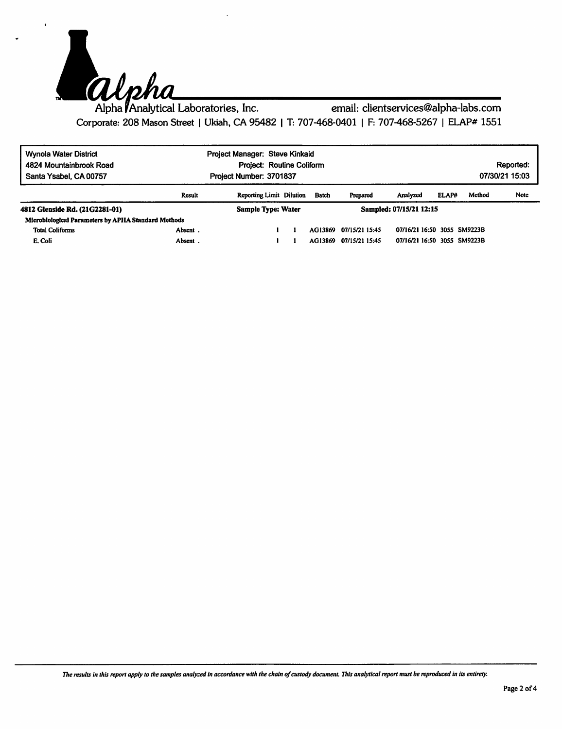Alpha Analytical Laboratories, Inc. email: clientservices@alpha-labs.com

Corporate: 208 Mason Street | Ukiah, CA 95482 | T: 707-468-0401 | F: 707-468-5267 | ELAP# 1551

| Wynola Water District | Project Manager: Steve Kinkaid | |
|---|---|---|
| 4824 Mountainbrook Road | Project: Routine Coliform | Reported: |
| Santa Ysabel, CA 00757 | Project Number: 3701837 | 07/30/21 15:03 |

| | Result | Reporting Limit | Dilution | Batch | Prepared | Analyzed | ELAP# | Method | Note |
|---|---|---|---|---|---|---|---|---|---|
| **4812 Glenside Rd. (21G2281-01)** | | **Sample Type: Water** | | | **Sampled: 07/15/21 12:15** | | | | |
| **Microbiological Parameters by APHA Standard Methods** | | | | | | | | | |
| Total Coliforms | Absent . | 1 | 1 | AG13869 | 07/15/21 15:45 | 07/16/21 16:50 | 3055 | SM9223B | |
| E. Coli | Absent . | 1 | 1 | AG13869 | 07/15/21 15:45 | 07/16/21 16:50 | 3055 | SM9223B | |

*The results in this report apply to the samples analyzed in accordance with the chain of custody document. This analytical report must be reproduced in its entirety.*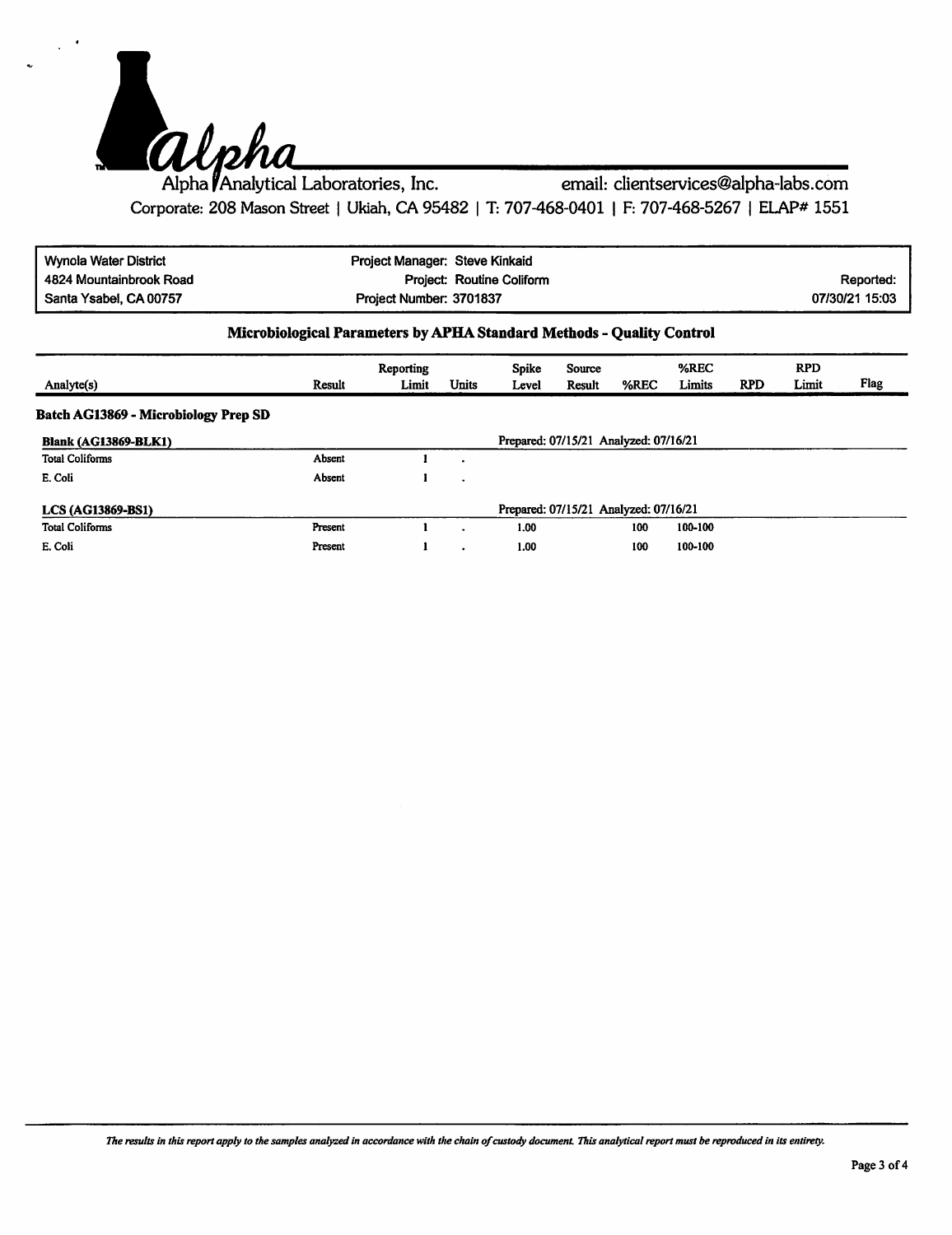Alpha Analytical Laboratories, Inc. email: clientservices@alpha-labs.com

Corporate: 208 Mason Street | Ukiah, CA 95482 | T: 707-468-0401 | F: 707-468-5267 | ELAP# 1551

| Wynola Water District | Project Manager: Steve Kinkaid | |
|---|---|---|
| 4824 Mountainbrook Road | Project: Routine Coliform | Reported: |
| Santa Ysabel, CA 00757 | Project Number: 3701837 | 07/30/21 15:03 |

## Microbiological Parameters by APHA Standard Methods - Quality Control

| Analyte(s) | Result | Reporting Limit | Units | Spike Level | Source Result | %REC | %REC Limits | RPD | RPD Limit | Flag |
|---|---|---|---|---|---|---|---|---|---|---|
| **Batch AG13869 - Microbiology Prep SD** | | | | | | | | | | |
| **Blank (AG13869-BLK1)** | | | | Prepared: 07/15/21 Analyzed: 07/16/21 | | | | | | |
| Total Coliforms | Absent | 1 | . | | | | | | | |
| E. Coli | Absent | 1 | . | | | | | | | |
| **LCS (AG13869-BS1)** | | | | Prepared: 07/15/21 Analyzed: 07/16/21 | | | | | | |
| Total Coliforms | Present | 1 | . | 1.00 | | 100 | 100-100 | | | |
| E. Coli | Present | 1 | . | 1.00 | | 100 | 100-100 | | | |

*The results in this report apply to the samples analyzed in accordance with the chain of custody document. This analytical report must be reproduced in its entirety.*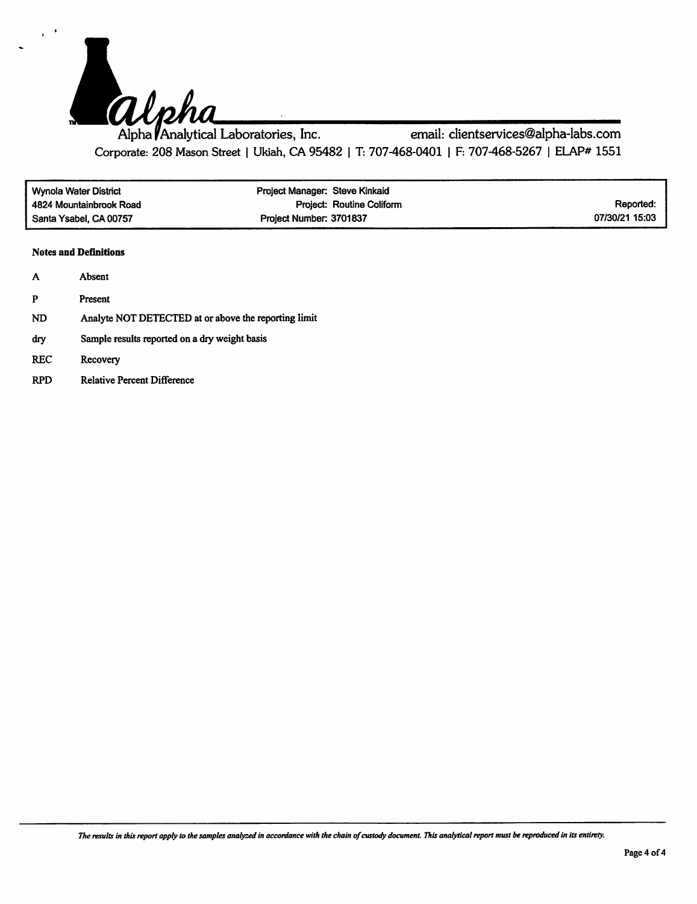Alpha Analytical Laboratories, Inc. email: clientservices@alpha-labs.com

Corporate: 208 Mason Street | Ukiah, CA 95482 | T: 707-468-0401 | F: 707-468-5267 | ELAP# 1551

| | | |
|---|---|---|
| Wynola Water District | Project Manager: Steve Kinkaid | |
| 4824 Mountainbrook Road | Project: Routine Coliform | Reported: |
| Santa Ysabel, CA 00757 | Project Number: 3701837 | 07/30/21 15:03 |

**Notes and Definitions**

| | |
|---|---|
| A | Absent |
| P | Present |
| ND | Analyte NOT DETECTED at or above the reporting limit |
| dry | Sample results reported on a dry weight basis |
| REC | Recovery |
| RPD | Relative Percent Difference |

*The results in this report apply to the samples analyzed in accordance with the chain of custody document. This analytical report must be reproduced in its entirety.*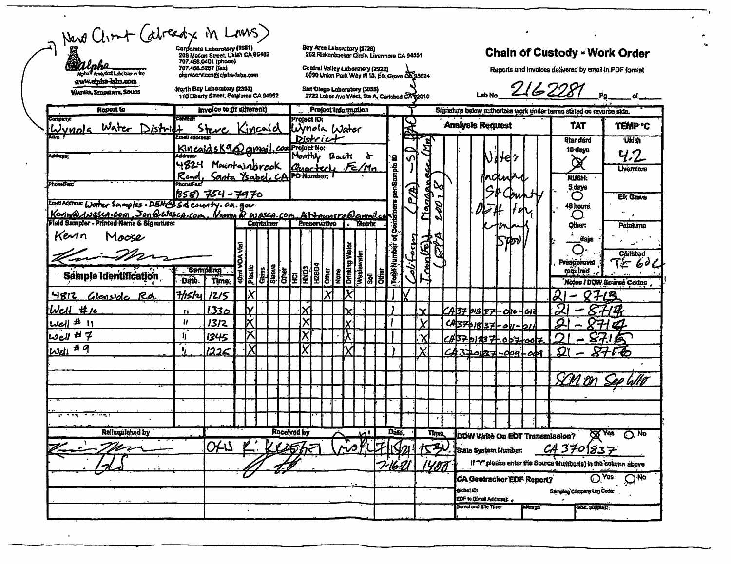New Client (already in Lims)

**Alpha Analytical Laboratories Inc.**
www.alpha-labs.com
WATERS, SEDIMENTS, SOLIDS

Corporate Laboratory (1551)
208 Mason Street, Ukiah CA 95482
707.468.0401 (phone)
707.468.5267 (fax)
clientservices@alpha-labs.com

North Bay Laboratory (2303)
110 Liberty Street, Petaluma CA 94952

Bay Area Laboratory (2728)
262 Rickenbacker Circle, Livermore CA 94551

Central Valley Laboratory (2922)
9090 Union Park Way #113, Elk Grove CA 95624

San Diego Laboratory (3055)
2722 Loker Ave West, Ste A, Carlsbad CA 92010

# Chain of Custody - Work Order

Reports and Invoices delivered by email in PDF format

Lab No. 2162281 Pg ___ of ___

| Report to | Invoice to (if different) | Project Information |
|---|---|---|
| Company: Wynola Water District | Contact: Steve Kincaid | Project ID: Wynola Water District |
| Attn: | Email address: KincaidsK9@gmail.com | Project No: Monthly Bacti & Quarterly Fe/Mn |
| Address: | Address: 4824 Mountainbrook Road, Santa Ysabel, CA | PO Number: |
| Phone/Fax: | Phone/Fax: (858) 754-7970 | |

Email Address: Water Samples - DEH@sdcounty.ca.gov, Kevin@wasca.com, Jon@wasca.com, Norma@wasca.com, Attaunsra@gmail.com

Field Sampler - Printed Name & Signature: Kevin Moose [signature]

Signature below authorizes work under terms stated on reverse side.

Analysis Request: Coliform (P/A) – SD DEH; Manganese (Mn) / Iron (Fe) (EPA 200.8)

Notes: include SD County DEH in e-mail spool

TAT: Standard 10 days [X]; RUSH: 5 days, 48 hours, Other: ___ days; Preapproval required

TEMP °C: Ukiah 4.2; Livermore; Elk Grove; Petaluma; Carlsbad; TF 6 D C

| Sample Identification | Date | Time | Container | Preservative | Matrix | Total Number of Containers per Sample ID | Coliform (P/A) – SD DEH | Iron(Fe) Manganese (Mn) (EPA 200.8) | Notes / DDW Source Codes | |
|---|---|---|---|---|---|---|---|---|---|---|
| 4812 Glenside Rd. | 7/15/21 | 1215 | Plastic | Other | Drinking Water | 1 | X | | | 21-8713 |
| Well #10 | " | 1330 | Plastic | HNO3 | Drinking Water | 1 | | X | CA3701837-010-010 | 21-8714 |
| Well #11 | " | 1312 | Plastic | HNO3 | Drinking Water | 1 | | X | CA3701837-011-011 | 21-8714 |
| Well #7 | " | 1345 | Plastic | HNO3 | Drinking Water | 1 | | X | CA3701837-007-007 | 21-8715 |
| Well #9 | " | 1225 | Plastic | HNO3 | Drinking Water | 1 | | X | CA3701837-009-009 | 21-8716 |

SCM on Sep 6/10

| Relinquished by | Received by | Date | Time |
|---|---|---|---|
| [signature] | OH R: [signature] | 7/15/21 | 1530 |
| GLS | [signature] | 7-16-21 | 1400 |

DDW Write On EDT Transmission? [X] Yes ○ No
State System Number: CA3701837
If "Y" please enter the Source Number(s) in the column above

CA Geotracker EDF Report? ○ Yes ○ No
Global ID: | Sampling Company Log Code:
EDF to (Email Address):
Travel and Site Time | Mileage | Misc. Supplies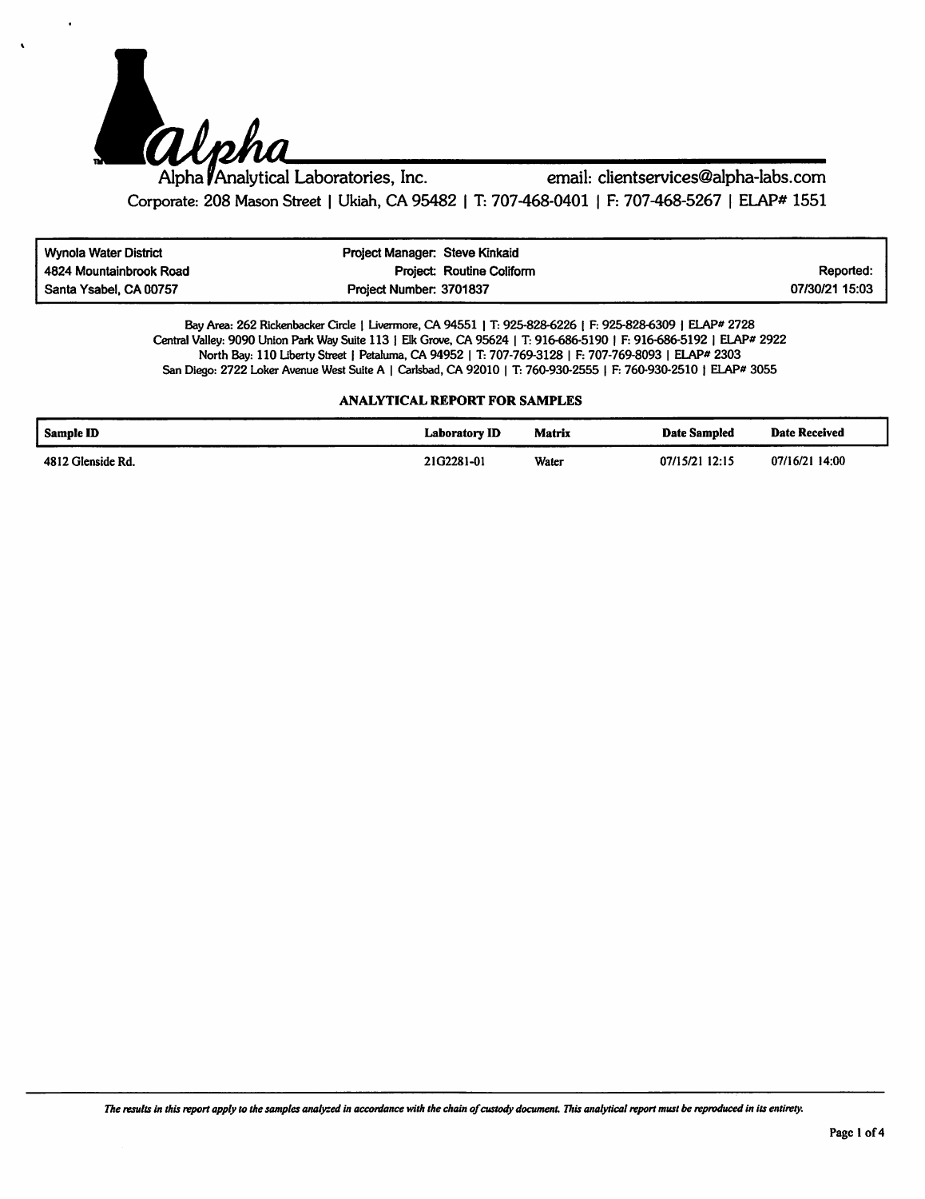# Alpha Analytical Laboratories, Inc.

email: clientservices@alpha-labs.com

Corporate: 208 Mason Street | Ukiah, CA 95482 | T: 707-468-0401 | F: 707-468-5267 | ELAP# 1551

| | | |
|---|---|---|
| Wynola Water District | Project Manager: Steve Kinkaid | |
| 4824 Mountainbrook Road | Project: Routine Coliform | Reported: |
| Santa Ysabel, CA 00757 | Project Number: 3701837 | 07/30/21 15:03 |

Bay Area: 262 Rickenbacker Circle | Livermore, CA 94551 | T: 925-828-6226 | F: 925-828-6309 | ELAP# 2728
Central Valley: 9090 Union Park Way Suite 113 | Elk Grove, CA 95624 | T: 916-686-5190 | F: 916-686-5192 | ELAP# 2922
North Bay: 110 Liberty Street | Petaluma, CA 94952 | T: 707-769-3128 | F: 707-769-8093 | ELAP# 2303
San Diego: 2722 Loker Avenue West Suite A | Carlsbad, CA 92010 | T: 760-930-2555 | F: 760-930-2510 | ELAP# 3055

## ANALYTICAL REPORT FOR SAMPLES

| Sample ID | Laboratory ID | Matrix | Date Sampled | Date Received |
|---|---|---|---|---|
| 4812 Glenside Rd. | 21G2281-01 | Water | 07/15/21 12:15 | 07/16/21 14:00 |

*The results in this report apply to the samples analyzed in accordance with the chain of custody document. This analytical report must be reproduced in its entirety.*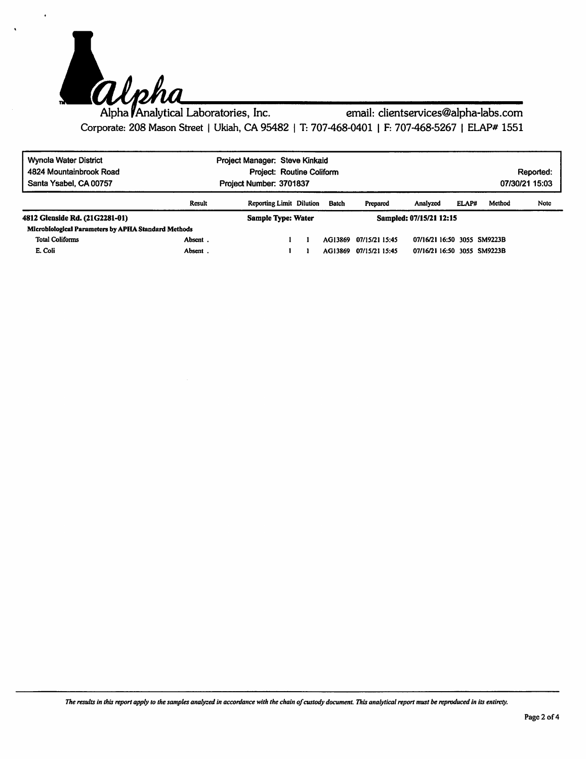Alpha Analytical Laboratories, Inc. email: clientservices@alpha-labs.com

Corporate: 208 Mason Street | Ukiah, CA 95482 | T: 707-468-0401 | F: 707-468-5267 | ELAP# 1551

| Wynola Water District | Project Manager: Steve Kinkaid | |
|---|---|---|
| 4824 Mountainbrook Road | Project: Routine Coliform | Reported: |
| Santa Ysabel, CA 00757 | Project Number: 3701837 | 07/30/21 15:03 |

| | Result | Reporting Limit | Dilution | Batch | Prepared | Analyzed | ELAP# | Method | Note |
|---|---|---|---|---|---|---|---|---|---|
| **4812 Glenside Rd. (21G2281-01)** | | **Sample Type: Water** | | | **Sampled: 07/15/21 12:15** | | | | |
| **Microbiological Parameters by APHA Standard Methods** | | | | | | | | | |
| Total Coliforms | Absent . | 1 | 1 | AG13869 | 07/15/21 15:45 | 07/16/21 16:50 | 3055 | SM9223B | |
| E. Coli | Absent . | 1 | 1 | AG13869 | 07/15/21 15:45 | 07/16/21 16:50 | 3055 | SM9223B | |

*The results in this report apply to the samples analyzed in accordance with the chain of custody document. This analytical report must be reproduced in its entirety.*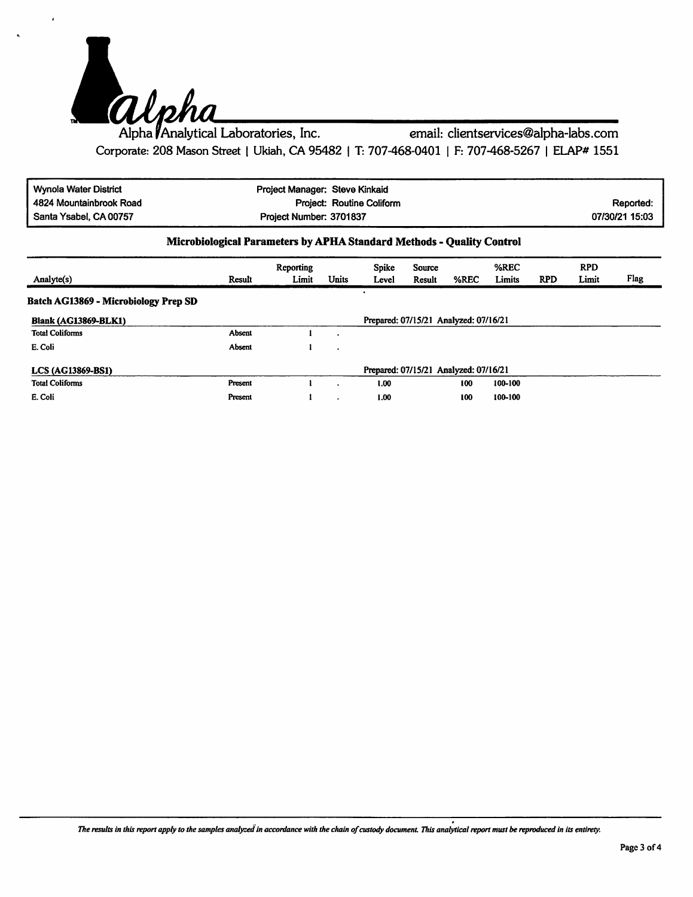Alpha Analytical Laboratories, Inc. email: clientservices@alpha-labs.com

Corporate: 208 Mason Street | Ukiah, CA 95482 | T: 707-468-0401 | F: 707-468-5267 | ELAP# 1551

| | | |
|---|---|---|
| Wynola Water District | Project Manager: Steve Kinkaid | |
| 4824 Mountainbrook Road | Project: Routine Coliform | Reported: |
| Santa Ysabel, CA 00757 | Project Number: 3701837 | 07/30/21 15:03 |

## Microbiological Parameters by APHA Standard Methods - Quality Control

| Analyte(s) | Result | Reporting Limit | Units | Spike Level | Source Result | %REC | %REC Limits | RPD | RPD Limit | Flag |
|---|---|---|---|---|---|---|---|---|---|---|
| **Batch AG13869 - Microbiology Prep SD** | | | | | | | | | | |
| **Blank (AG13869-BLK1)** | | | | Prepared: 07/15/21 Analyzed: 07/16/21 | | | | | | |
| Total Coliforms | Absent | 1 | . | | | | | | | |
| E. Coli | Absent | 1 | . | | | | | | | |
| **LCS (AG13869-BS1)** | | | | Prepared: 07/15/21 Analyzed: 07/16/21 | | | | | | |
| Total Coliforms | Present | 1 | . | 1.00 | | 100 | 100-100 | | | |
| E. Coli | Present | 1 | . | 1.00 | | 100 | 100-100 | | | |

*The results in this report apply to the samples analyzed in accordance with the chain of custody document. This analytical report must be reproduced in its entirety.*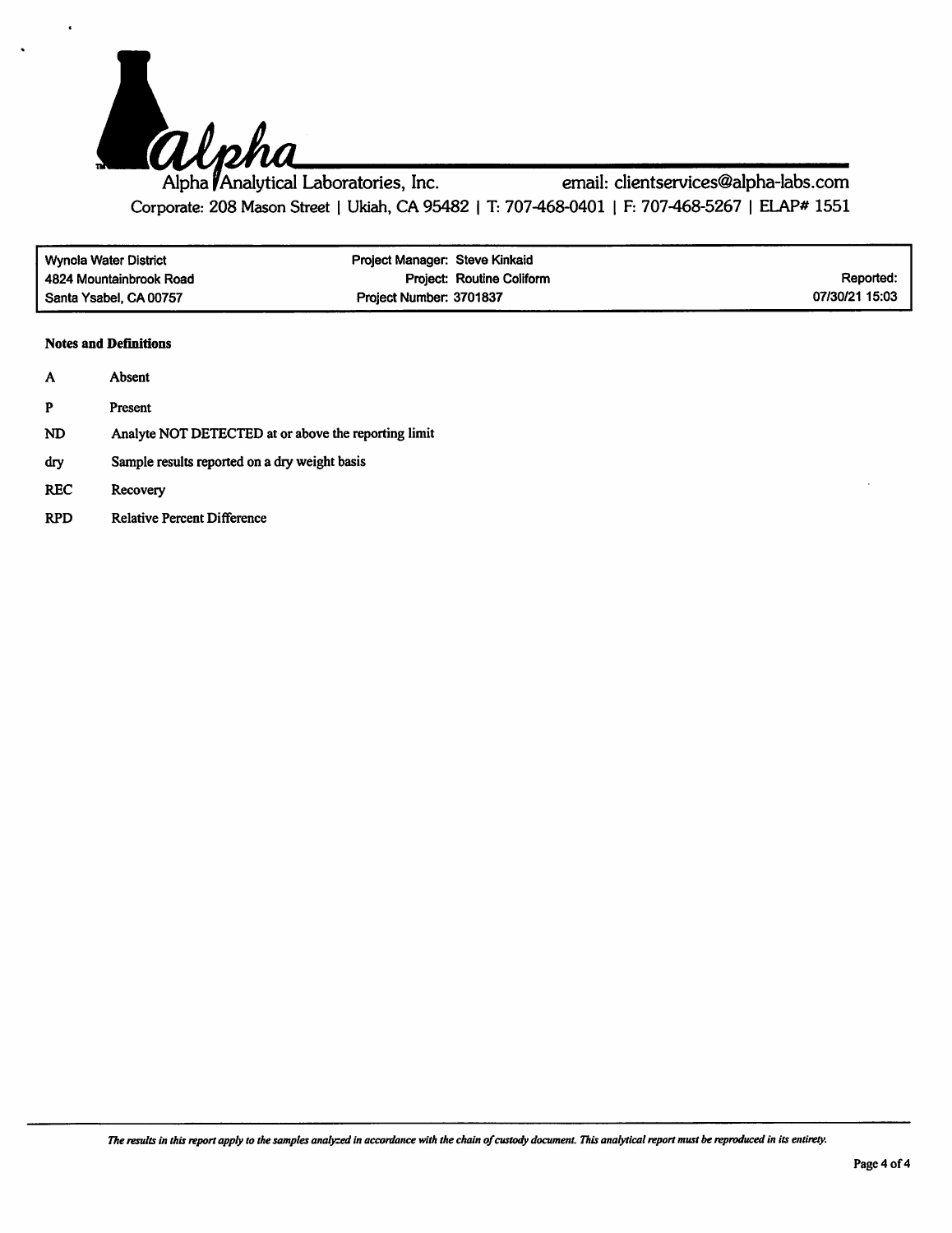Alpha Analytical Laboratories, Inc. email: clientservices@alpha-labs.com

Corporate: 208 Mason Street | Ukiah, CA 95482 | T: 707-468-0401 | F: 707-468-5267 | ELAP# 1551

| Wynola Water District | Project Manager: Steve Kinkaid | |
|---|---|---|
| 4824 Mountainbrook Road | Project: Routine Coliform | Reported: |
| Santa Ysabel, CA 00757 | Project Number: 3701837 | 07/30/21 15:03 |

**Notes and Definitions**

| | |
|---|---|
| A | Absent |
| P | Present |
| ND | Analyte NOT DETECTED at or above the reporting limit |
| dry | Sample results reported on a dry weight basis |
| REC | Recovery |
| RPD | Relative Percent Difference |

*The results in this report apply to the samples analyzed in accordance with the chain of custody document. This analytical report must be reproduced in its entirety.*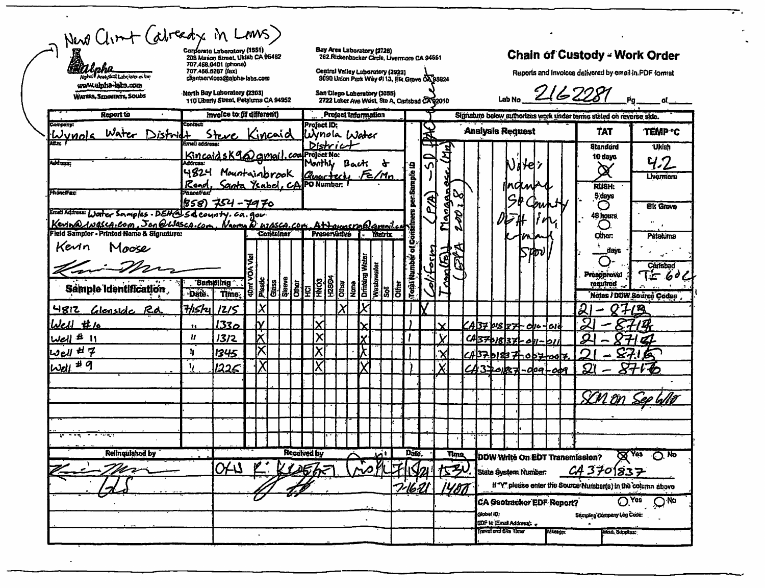New Client (already in Lims)

Alpha Analytical Laboratories Inc.
www.alpha-labs.com
WATERS, SEDIMENTS, SOLIDS

Corporate Laboratory (1551)
208 Mason Street, Ukiah CA 95482
707.468.0401 (phone)
707.468.5267 (fax)
clientservices@alpha-labs.com

North Bay Laboratory (2303)
110 Liberty Street, Petaluma CA 94952

Bay Area Laboratory (2728)
262 Rickenbacker Circle, Livermore CA 94551

Central Valley Laboratory (2922)
9090 Union Park Way #113, Elk Grove CA 95624

San Diego Laboratory (3055)
2722 Loker Ave West, Ste A, Carlsbad CA 92010

# Chain of Custody - Work Order

Reports and Invoices delivered by email in PDF format

Lab No. 2162281 Pg ____ of ____

Signature below authorizes work under terms stated on reverse side.

| Report to | Invoice to (if different) | Project Information |
|---|---|---|
| Company: Wynola Water District | Contact: Steve Kincaid | Project ID: Wynola Water District |
| Attn: | Email address: KincaidsK9@gmail.com | Project No: Monthly Bact & Quarterly Fe/Mn |
| Address: | Address: 4824 Mountainbrook Road, Santa Ysabel, CA | PO Number: |
| Phone/Fax: | Phone/Fax: (858) 754-7970 | |

Email Address: Water Samples - DEH@sdcounty.ca.gov, Kevin@wasca.com, Jon@wasca.com, Norma@wasca.com, Attaumsra@gmail.com

Field Sampler - Printed Name & Signature: Kevin Moose [signature]

Analysis Request: Coliform (P/A) - SD PAC; Iron (Fe), Manganese (Mn) (EPA 200.8)

Note: Include SD County DEH in email spool

TAT: Standard 10 days [X]; RUSH: 5 days ○; 48 hours ○; Other: ___ days ○; Preapproval required

TEMP °C: Ukiah 4.2; Livermore; Elk Grove; Petaluma; Carlsbad TF 60C

| Sample Identification | Date | Time | 40ml VOA Vial | Plastic | Glass | Sleeve | Other | HCl | HNO3 | H2SO4 | Other | None | Drinking Water | Wastewater | Soil | Other | Total Number of Containers per Sample ID | Coliform (P/A) | Iron (Fe), Manganese (Mn) (EPA 200.8) | Source Number | Notes / DDW Source Codes |
|---|---|---|---|---|---|---|---|---|---|---|---|---|---|---|---|---|---|---|---|---|---|
| 4812 Glenside Rd. | 7/15/21 | 1215 | | X | | | | | | | X | | X | | | | 1 | X | | | 21-8712 |
| Well #10 | " | 1330 | | X | | | | | X | | | | X | | | | 1 | | X | CA3701837-010-010 | 21-8713 |
| Well #11 | " | 1312 | | X | | | | | X | | | | X | | | | 1 | | X | CA3701837-011-011 | 21-8714 |
| Well #7 | " | 1345 | | X | | | | | X | | | | X | | | | 1 | | X | CA3701837-007-007 | 21-8715 |
| Well #9 | " | 1225 | | X | | | | | X | | | | X | | | | 1 | | X | CA3701837-009-009 | 21-8716 |

SCM on Sep Wo

| Relinquished by | Received by | Date | Time |
|---|---|---|---|
| [signature] | OnTrac K. Kuefer (Nopal) | 7/15/21 | 1530 |
| GLS | [signature] | 7-16-21 | 1400 |

DDW Write On EDT Transmission? [X] Yes ○ No

State System Number: CA3701837

If "Y" please enter the Source Number(s) in the column above

CA Geotracker EDF Report? ○ Yes ○ No

Global ID: | Sampling Company Log Code:

EDF to (Email Address):

Travel and Site Time | Mileage | Misc. Supplies: